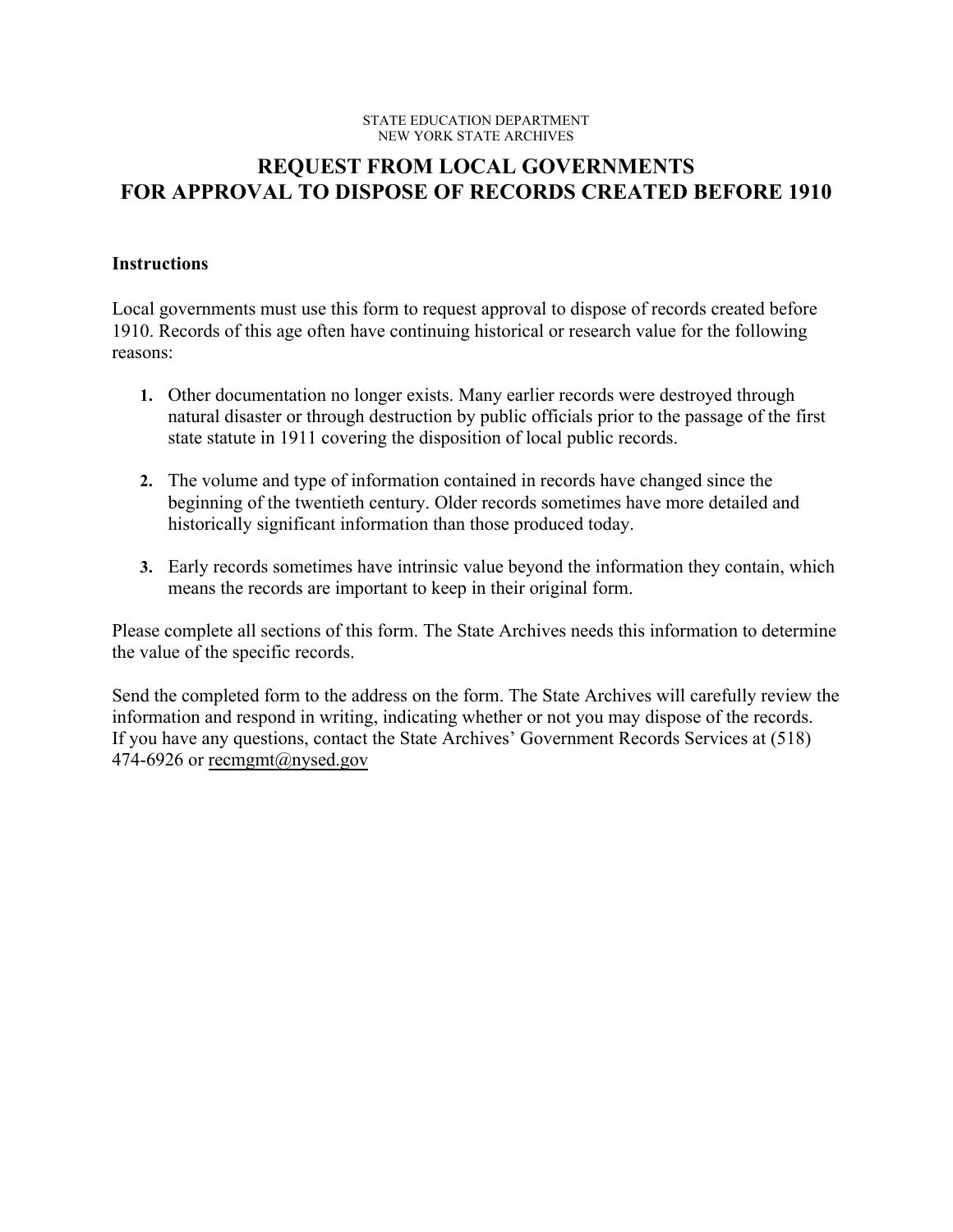STATE EDUCATION DEPARTMENT
NEW YORK STATE ARCHIVES

# REQUEST FROM LOCAL GOVERNMENTS FOR APPROVAL TO DISPOSE OF RECORDS CREATED BEFORE 1910

**Instructions**

Local governments must use this form to request approval to dispose of records created before 1910. Records of this age often have continuing historical or research value for the following reasons:

1. Other documentation no longer exists. Many earlier records were destroyed through natural disaster or through destruction by public officials prior to the passage of the first state statute in 1911 covering the disposition of local public records.

2. The volume and type of information contained in records have changed since the beginning of the twentieth century. Older records sometimes have more detailed and historically significant information than those produced today.

3. Early records sometimes have intrinsic value beyond the information they contain, which means the records are important to keep in their original form.

Please complete all sections of this form. The State Archives needs this information to determine the value of the specific records.

Send the completed form to the address on the form. The State Archives will carefully review the information and respond in writing, indicating whether or not you may dispose of the records. If you have any questions, contact the State Archives' Government Records Services at (518) 474-6926 or recmgmt@nysed.gov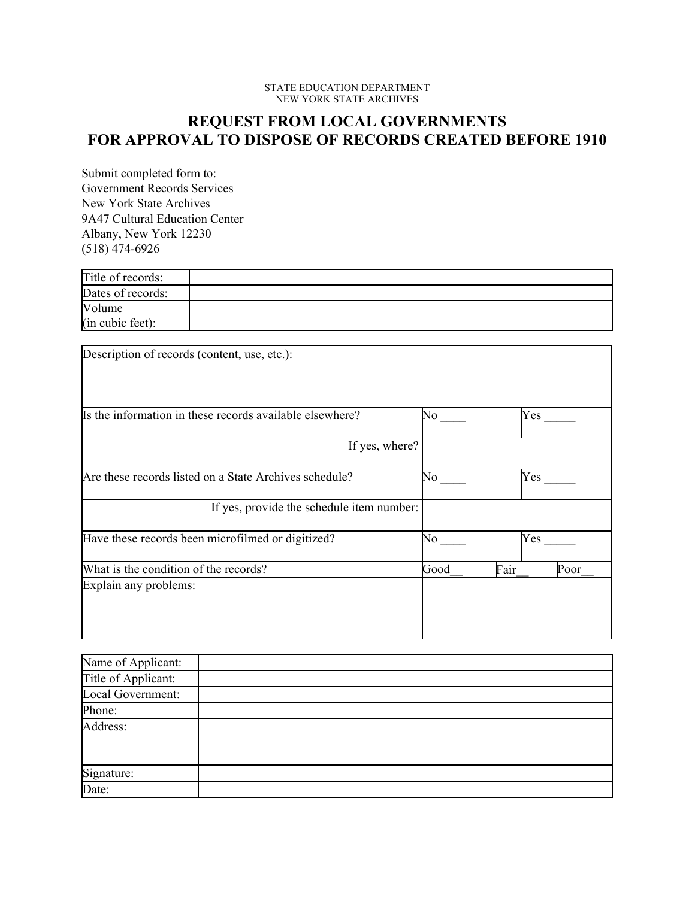STATE EDUCATION DEPARTMENT
NEW YORK STATE ARCHIVES

# REQUEST FROM LOCAL GOVERNMENTS FOR APPROVAL TO DISPOSE OF RECORDS CREATED BEFORE 1910

Submit completed form to:
Government Records Services
New York State Archives
9A47 Cultural Education Center
Albany, New York 12230
(518) 474-6926

| | |
|---|---|
| Title of records: | |
| Dates of records: | |
| Volume (in cubic feet): | |

| | | | |
|---|---|---|---|
| Description of records (content, use, etc.): | | | |
| Is the information in these records available elsewhere? | No ____ | Yes _____ | |
| If yes, where? | | | |
| Are these records listed on a State Archives schedule? | No ____ | Yes _____ | |
| If yes, provide the schedule item number: | | | |
| Have these records been microfilmed or digitized? | No ____ | Yes _____ | |
| What is the condition of the records? | Good__ | Fair__ | Poor__ |
| Explain any problems: | | | |

| | |
|---|---|
| Name of Applicant: | |
| Title of Applicant: | |
| Local Government: | |
| Phone: | |
| Address: | |
| Signature: | |
| Date: | |